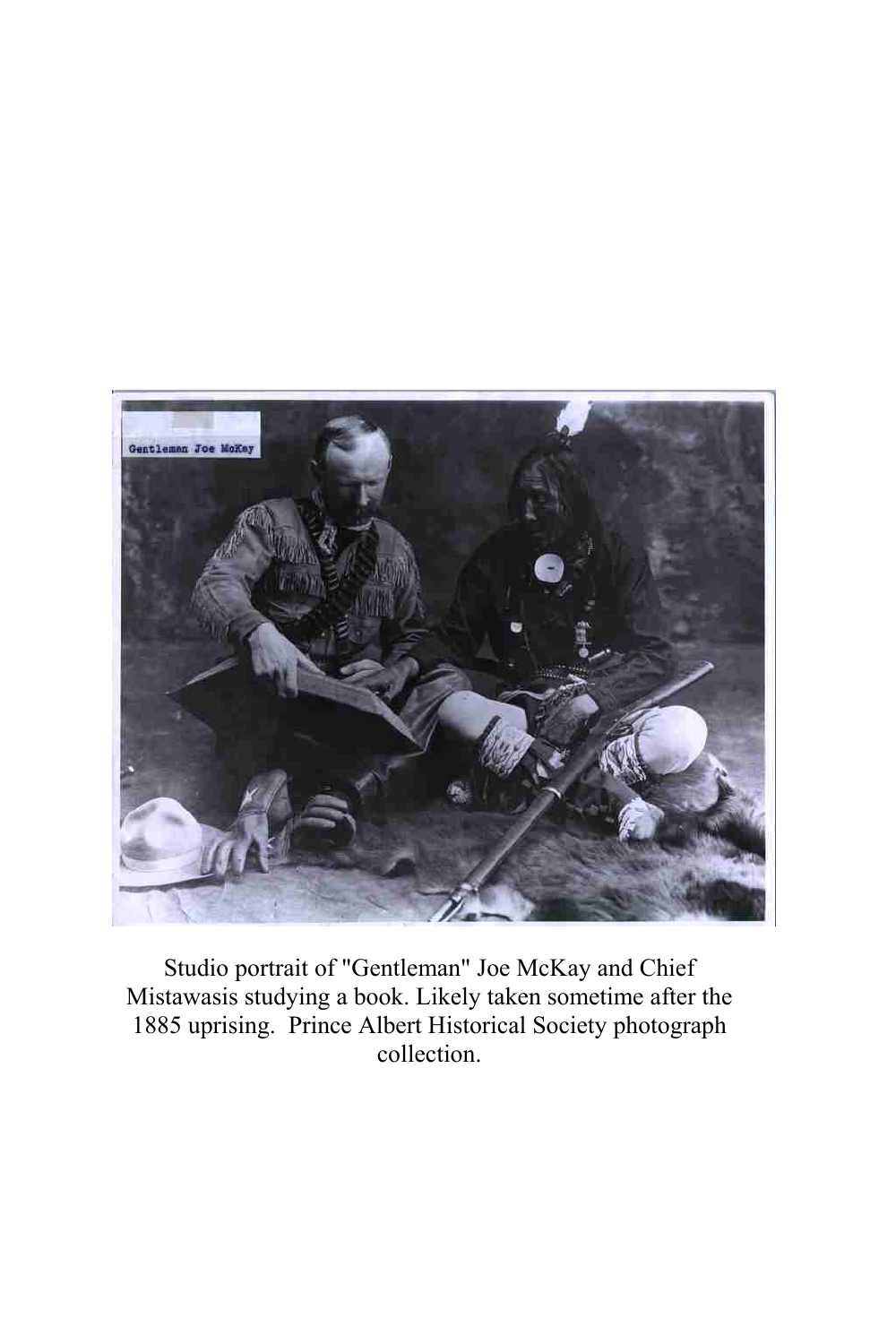Studio portrait of "Gentleman" Joe McKay and Chief Mistawasis studying a book. Likely taken sometime after the 1885 uprising. Prince Albert Historical Society photograph collection.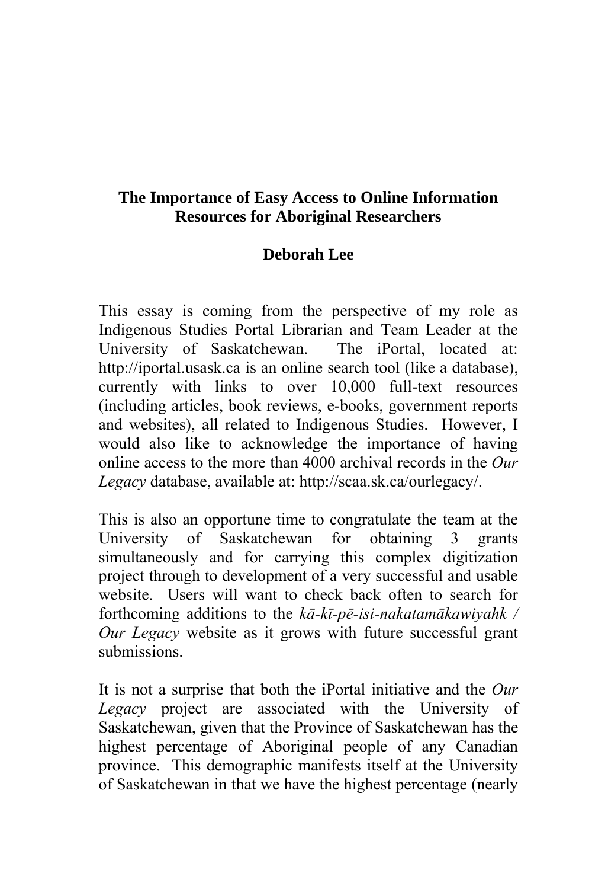# The Importance of Easy Access to Online Information Resources for Aboriginal Researchers

## Deborah Lee

This essay is coming from the perspective of my role as Indigenous Studies Portal Librarian and Team Leader at the University of Saskatchewan. The iPortal, located at: http://iportal.usask.ca is an online search tool (like a database), currently with links to over 10,000 full-text resources (including articles, book reviews, e-books, government reports and websites), all related to Indigenous Studies. However, I would also like to acknowledge the importance of having online access to the more than 4000 archival records in the *Our Legacy* database, available at: http://scaa.sk.ca/ourlegacy/.

This is also an opportune time to congratulate the team at the University of Saskatchewan for obtaining 3 grants simultaneously and for carrying this complex digitization project through to development of a very successful and usable website. Users will want to check back often to search for forthcoming additions to the *kā-kī-pē-isi-nakatamākawiyahk / Our Legacy* website as it grows with future successful grant submissions.

It is not a surprise that both the iPortal initiative and the *Our Legacy* project are associated with the University of Saskatchewan, given that the Province of Saskatchewan has the highest percentage of Aboriginal people of any Canadian province. This demographic manifests itself at the University of Saskatchewan in that we have the highest percentage (nearly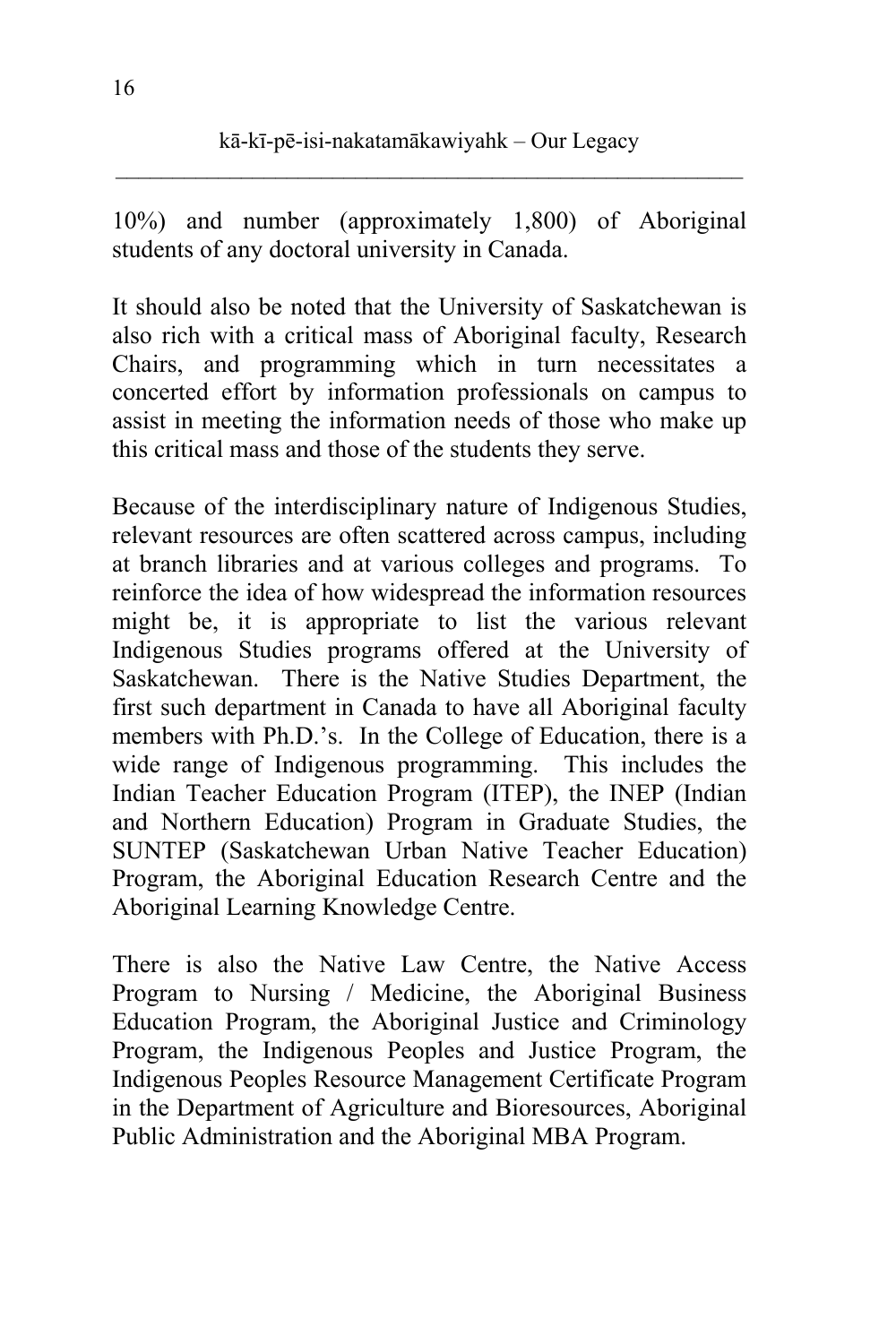10%) and number (approximately 1,800) of Aboriginal students of any doctoral university in Canada.

It should also be noted that the University of Saskatchewan is also rich with a critical mass of Aboriginal faculty, Research Chairs, and programming which in turn necessitates a concerted effort by information professionals on campus to assist in meeting the information needs of those who make up this critical mass and those of the students they serve.

Because of the interdisciplinary nature of Indigenous Studies, relevant resources are often scattered across campus, including at branch libraries and at various colleges and programs. To reinforce the idea of how widespread the information resources might be, it is appropriate to list the various relevant Indigenous Studies programs offered at the University of Saskatchewan. There is the Native Studies Department, the first such department in Canada to have all Aboriginal faculty members with Ph.D.'s. In the College of Education, there is a wide range of Indigenous programming. This includes the Indian Teacher Education Program (ITEP), the INEP (Indian and Northern Education) Program in Graduate Studies, the SUNTEP (Saskatchewan Urban Native Teacher Education) Program, the Aboriginal Education Research Centre and the Aboriginal Learning Knowledge Centre.

There is also the Native Law Centre, the Native Access Program to Nursing / Medicine, the Aboriginal Business Education Program, the Aboriginal Justice and Criminology Program, the Indigenous Peoples and Justice Program, the Indigenous Peoples Resource Management Certificate Program in the Department of Agriculture and Bioresources, Aboriginal Public Administration and the Aboriginal MBA Program.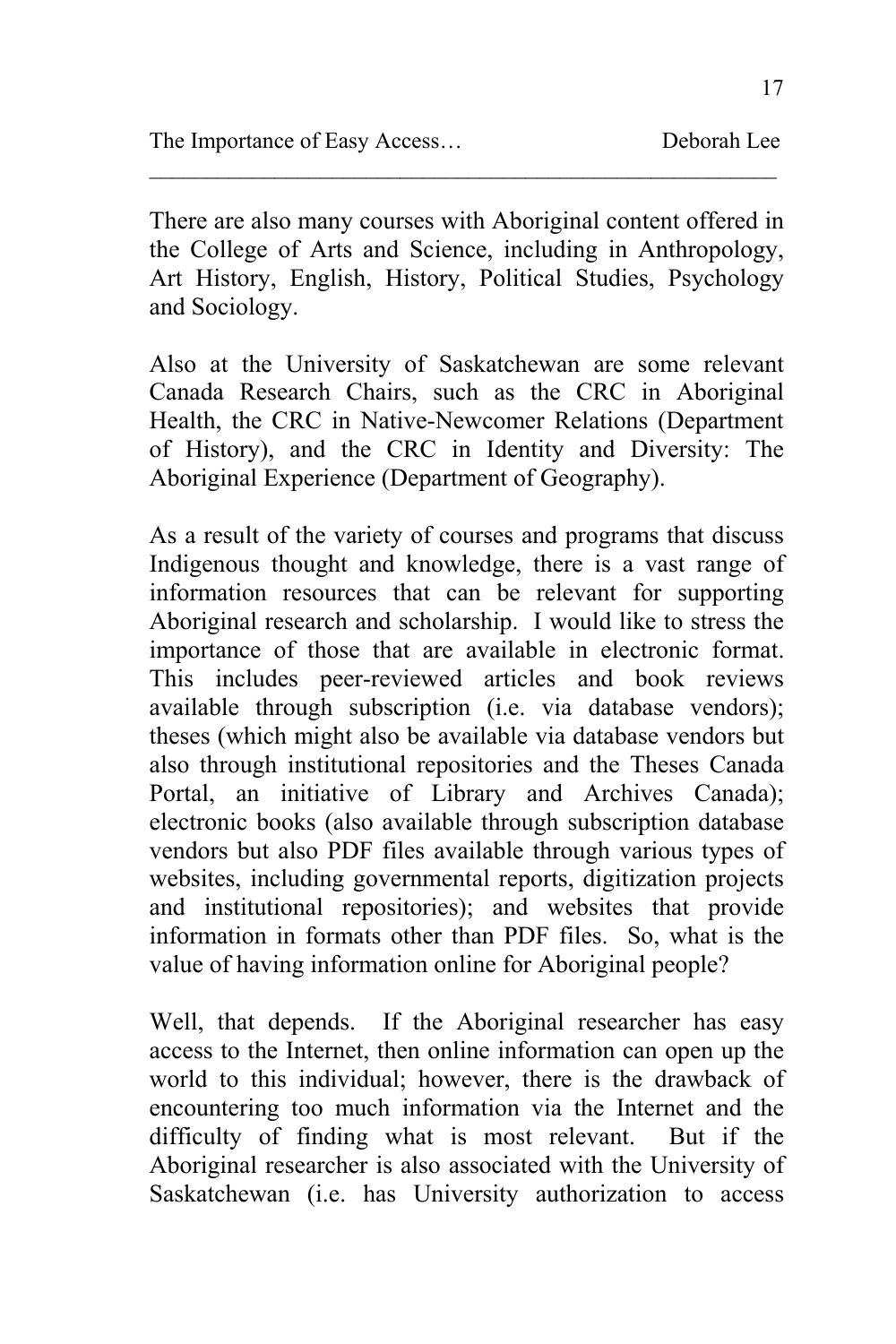There are also many courses with Aboriginal content offered in the College of Arts and Science, including in Anthropology, Art History, English, History, Political Studies, Psychology and Sociology.

Also at the University of Saskatchewan are some relevant Canada Research Chairs, such as the CRC in Aboriginal Health, the CRC in Native-Newcomer Relations (Department of History), and the CRC in Identity and Diversity: The Aboriginal Experience (Department of Geography).

As a result of the variety of courses and programs that discuss Indigenous thought and knowledge, there is a vast range of information resources that can be relevant for supporting Aboriginal research and scholarship. I would like to stress the importance of those that are available in electronic format. This includes peer-reviewed articles and book reviews available through subscription (i.e. via database vendors); theses (which might also be available via database vendors but also through institutional repositories and the Theses Canada Portal, an initiative of Library and Archives Canada); electronic books (also available through subscription database vendors but also PDF files available through various types of websites, including governmental reports, digitization projects and institutional repositories); and websites that provide information in formats other than PDF files. So, what is the value of having information online for Aboriginal people?

Well, that depends. If the Aboriginal researcher has easy access to the Internet, then online information can open up the world to this individual; however, there is the drawback of encountering too much information via the Internet and the difficulty of finding what is most relevant. But if the Aboriginal researcher is also associated with the University of Saskatchewan (i.e. has University authorization to access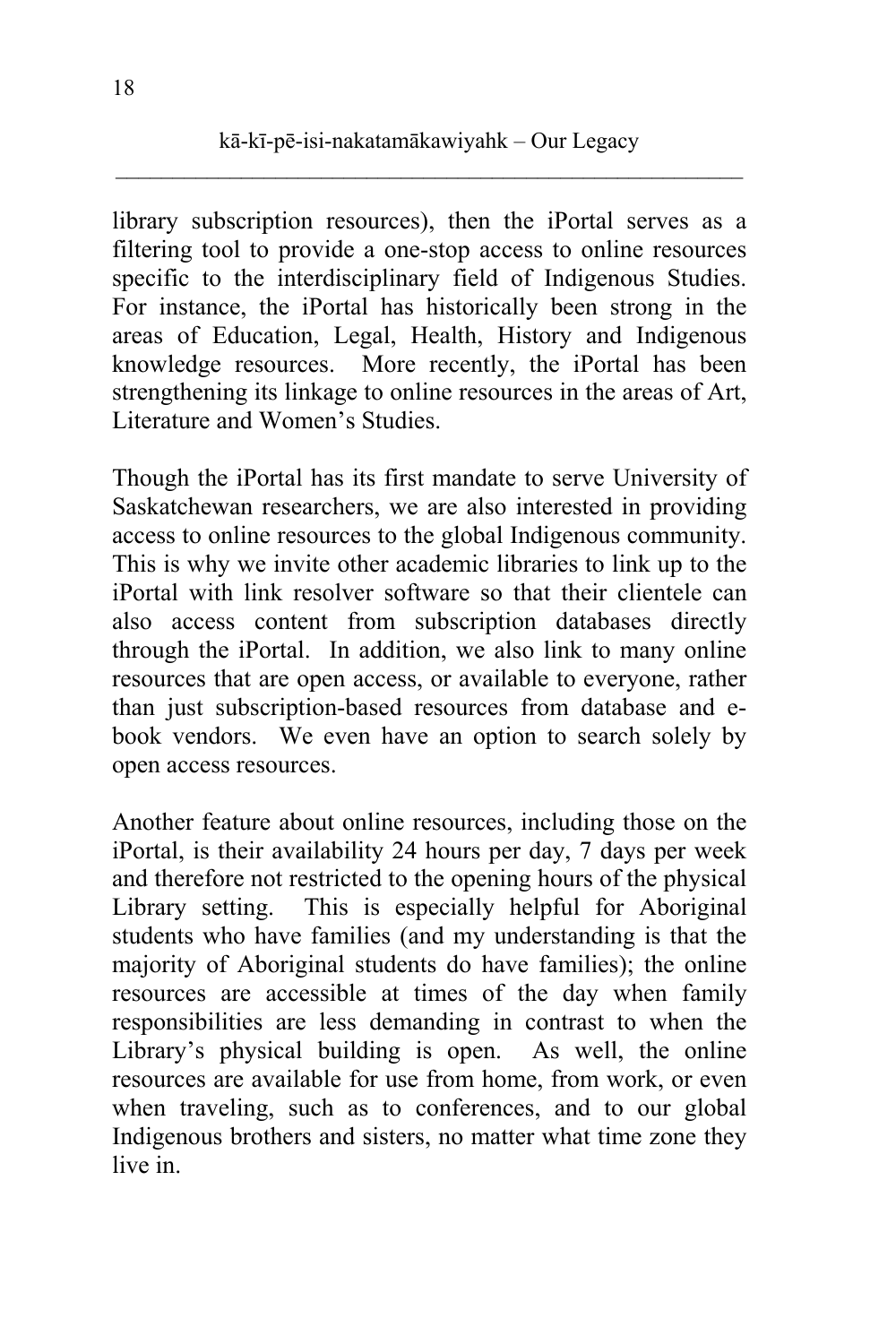library subscription resources), then the iPortal serves as a filtering tool to provide a one-stop access to online resources specific to the interdisciplinary field of Indigenous Studies. For instance, the iPortal has historically been strong in the areas of Education, Legal, Health, History and Indigenous knowledge resources. More recently, the iPortal has been strengthening its linkage to online resources in the areas of Art, Literature and Women's Studies.

Though the iPortal has its first mandate to serve University of Saskatchewan researchers, we are also interested in providing access to online resources to the global Indigenous community. This is why we invite other academic libraries to link up to the iPortal with link resolver software so that their clientele can also access content from subscription databases directly through the iPortal. In addition, we also link to many online resources that are open access, or available to everyone, rather than just subscription-based resources from database and e-book vendors. We even have an option to search solely by open access resources.

Another feature about online resources, including those on the iPortal, is their availability 24 hours per day, 7 days per week and therefore not restricted to the opening hours of the physical Library setting. This is especially helpful for Aboriginal students who have families (and my understanding is that the majority of Aboriginal students do have families); the online resources are accessible at times of the day when family responsibilities are less demanding in contrast to when the Library's physical building is open. As well, the online resources are available for use from home, from work, or even when traveling, such as to conferences, and to our global Indigenous brothers and sisters, no matter what time zone they live in.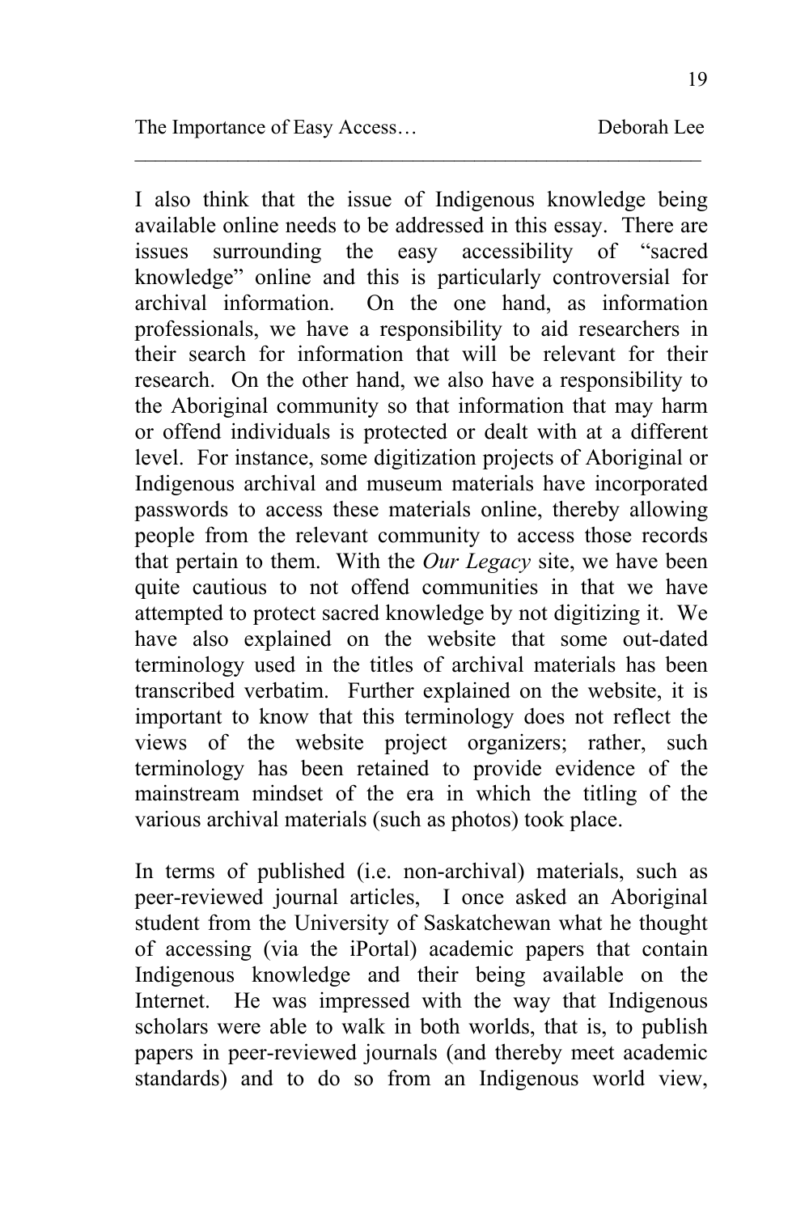I also think that the issue of Indigenous knowledge being available online needs to be addressed in this essay. There are issues surrounding the easy accessibility of "sacred knowledge" online and this is particularly controversial for archival information. On the one hand, as information professionals, we have a responsibility to aid researchers in their search for information that will be relevant for their research. On the other hand, we also have a responsibility to the Aboriginal community so that information that may harm or offend individuals is protected or dealt with at a different level. For instance, some digitization projects of Aboriginal or Indigenous archival and museum materials have incorporated passwords to access these materials online, thereby allowing people from the relevant community to access those records that pertain to them. With the *Our Legacy* site, we have been quite cautious to not offend communities in that we have attempted to protect sacred knowledge by not digitizing it. We have also explained on the website that some out-dated terminology used in the titles of archival materials has been transcribed verbatim. Further explained on the website, it is important to know that this terminology does not reflect the views of the website project organizers; rather, such terminology has been retained to provide evidence of the mainstream mindset of the era in which the titling of the various archival materials (such as photos) took place.

In terms of published (i.e. non-archival) materials, such as peer-reviewed journal articles, I once asked an Aboriginal student from the University of Saskatchewan what he thought of accessing (via the iPortal) academic papers that contain Indigenous knowledge and their being available on the Internet. He was impressed with the way that Indigenous scholars were able to walk in both worlds, that is, to publish papers in peer-reviewed journals (and thereby meet academic standards) and to do so from an Indigenous world view,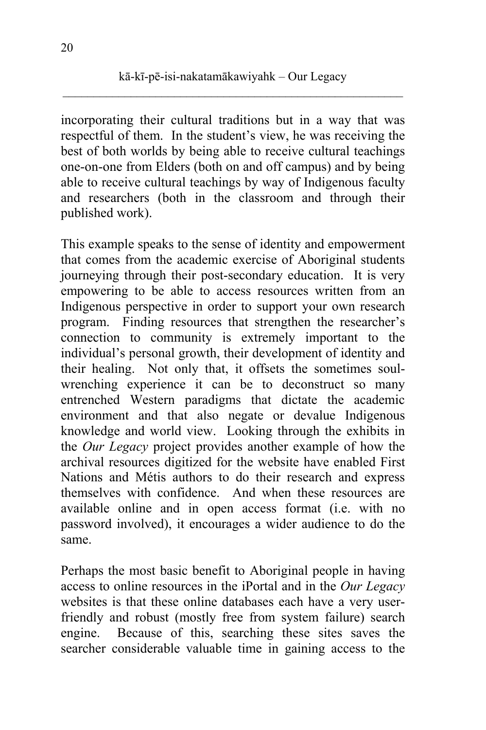incorporating their cultural traditions but in a way that was respectful of them. In the student's view, he was receiving the best of both worlds by being able to receive cultural teachings one-on-one from Elders (both on and off campus) and by being able to receive cultural teachings by way of Indigenous faculty and researchers (both in the classroom and through their published work).

This example speaks to the sense of identity and empowerment that comes from the academic exercise of Aboriginal students journeying through their post-secondary education. It is very empowering to be able to access resources written from an Indigenous perspective in order to support your own research program. Finding resources that strengthen the researcher's connection to community is extremely important to the individual's personal growth, their development of identity and their healing. Not only that, it offsets the sometimes soul-wrenching experience it can be to deconstruct so many entrenched Western paradigms that dictate the academic environment and that also negate or devalue Indigenous knowledge and world view. Looking through the exhibits in the *Our Legacy* project provides another example of how the archival resources digitized for the website have enabled First Nations and Métis authors to do their research and express themselves with confidence. And when these resources are available online and in open access format (i.e. with no password involved), it encourages a wider audience to do the same.

Perhaps the most basic benefit to Aboriginal people in having access to online resources in the iPortal and in the *Our Legacy* websites is that these online databases each have a very user-friendly and robust (mostly free from system failure) search engine. Because of this, searching these sites saves the searcher considerable valuable time in gaining access to the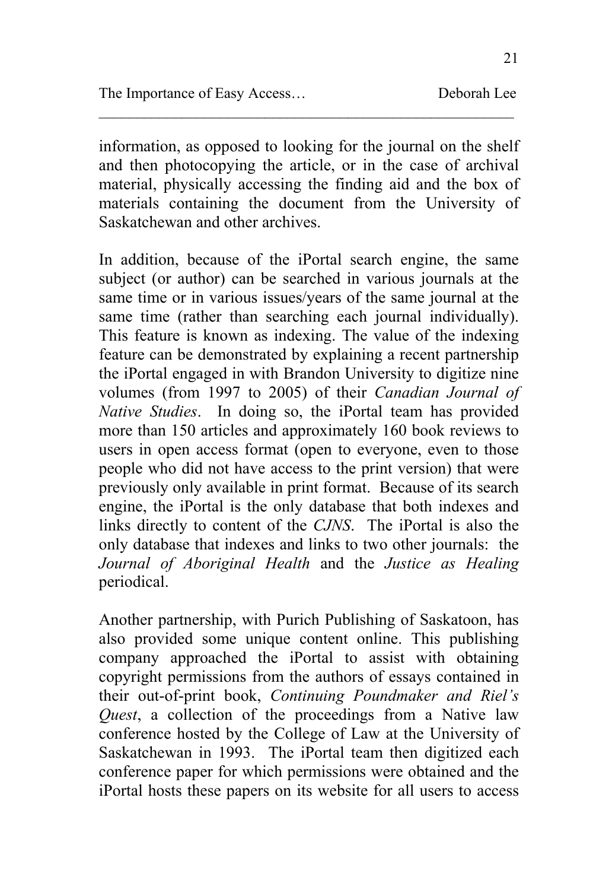information, as opposed to looking for the journal on the shelf and then photocopying the article, or in the case of archival material, physically accessing the finding aid and the box of materials containing the document from the University of Saskatchewan and other archives.

In addition, because of the iPortal search engine, the same subject (or author) can be searched in various journals at the same time or in various issues/years of the same journal at the same time (rather than searching each journal individually). This feature is known as indexing. The value of the indexing feature can be demonstrated by explaining a recent partnership the iPortal engaged in with Brandon University to digitize nine volumes (from 1997 to 2005) of their *Canadian Journal of Native Studies*. In doing so, the iPortal team has provided more than 150 articles and approximately 160 book reviews to users in open access format (open to everyone, even to those people who did not have access to the print version) that were previously only available in print format. Because of its search engine, the iPortal is the only database that both indexes and links directly to content of the *CJNS*. The iPortal is also the only database that indexes and links to two other journals: the *Journal of Aboriginal Health* and the *Justice as Healing* periodical.

Another partnership, with Purich Publishing of Saskatoon, has also provided some unique content online. This publishing company approached the iPortal to assist with obtaining copyright permissions from the authors of essays contained in their out-of-print book, *Continuing Poundmaker and Riel's Quest*, a collection of the proceedings from a Native law conference hosted by the College of Law at the University of Saskatchewan in 1993. The iPortal team then digitized each conference paper for which permissions were obtained and the iPortal hosts these papers on its website for all users to access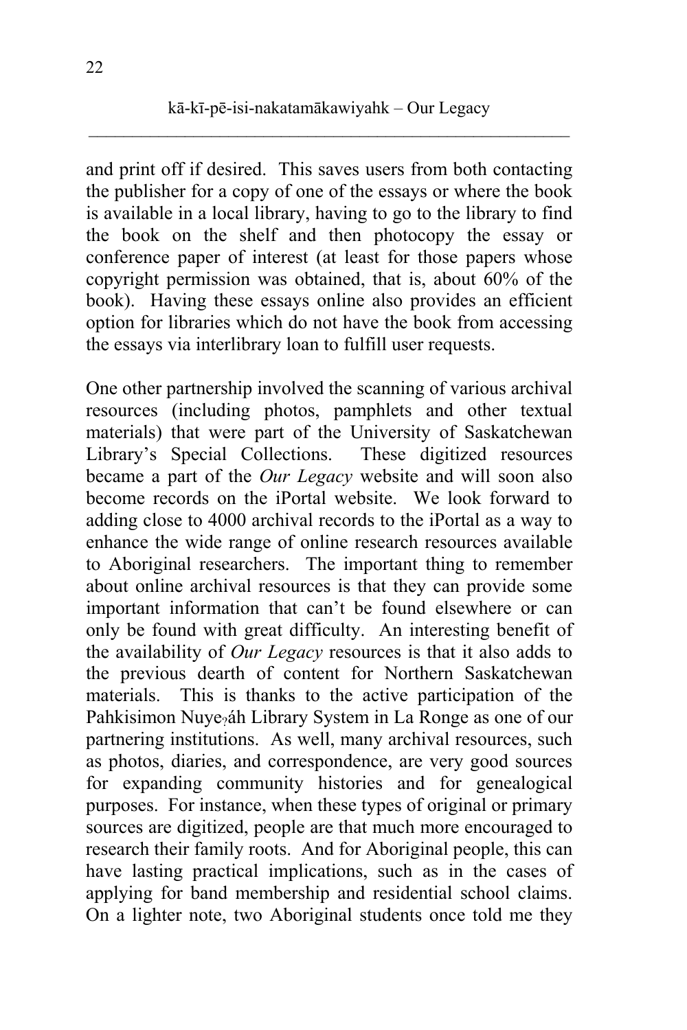and print off if desired. This saves users from both contacting the publisher for a copy of one of the essays or where the book is available in a local library, having to go to the library to find the book on the shelf and then photocopy the essay or conference paper of interest (at least for those papers whose copyright permission was obtained, that is, about 60% of the book). Having these essays online also provides an efficient option for libraries which do not have the book from accessing the essays via interlibrary loan to fulfill user requests.

One other partnership involved the scanning of various archival resources (including photos, pamphlets and other textual materials) that were part of the University of Saskatchewan Library's Special Collections. These digitized resources became a part of the *Our Legacy* website and will soon also become records on the iPortal website. We look forward to adding close to 4000 archival records to the iPortal as a way to enhance the wide range of online research resources available to Aboriginal researchers. The important thing to remember about online archival resources is that they can provide some important information that can't be found elsewhere or can only be found with great difficulty. An interesting benefit of the availability of *Our Legacy* resources is that it also adds to the previous dearth of content for Northern Saskatchewan materials. This is thanks to the active participation of the Pahkisimon Nuyeʔáh Library System in La Ronge as one of our partnering institutions. As well, many archival resources, such as photos, diaries, and correspondence, are very good sources for expanding community histories and for genealogical purposes. For instance, when these types of original or primary sources are digitized, people are that much more encouraged to research their family roots. And for Aboriginal people, this can have lasting practical implications, such as in the cases of applying for band membership and residential school claims. On a lighter note, two Aboriginal students once told me they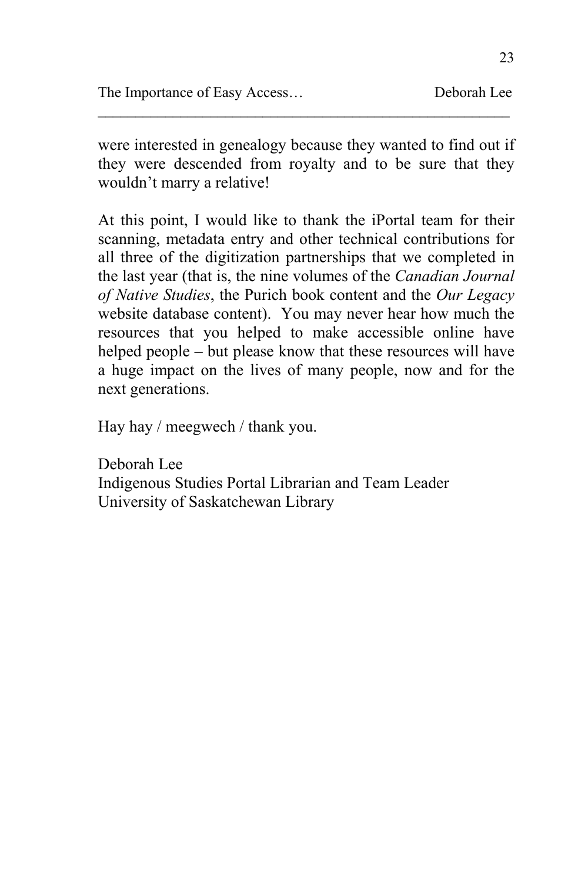were interested in genealogy because they wanted to find out if they were descended from royalty and to be sure that they wouldn't marry a relative!

At this point, I would like to thank the iPortal team for their scanning, metadata entry and other technical contributions for all three of the digitization partnerships that we completed in the last year (that is, the nine volumes of the *Canadian Journal of Native Studies*, the Purich book content and the *Our Legacy* website database content). You may never hear how much the resources that you helped to make accessible online have helped people – but please know that these resources will have a huge impact on the lives of many people, now and for the next generations.

Hay hay / meegwech / thank you.

Deborah Lee
Indigenous Studies Portal Librarian and Team Leader
University of Saskatchewan Library